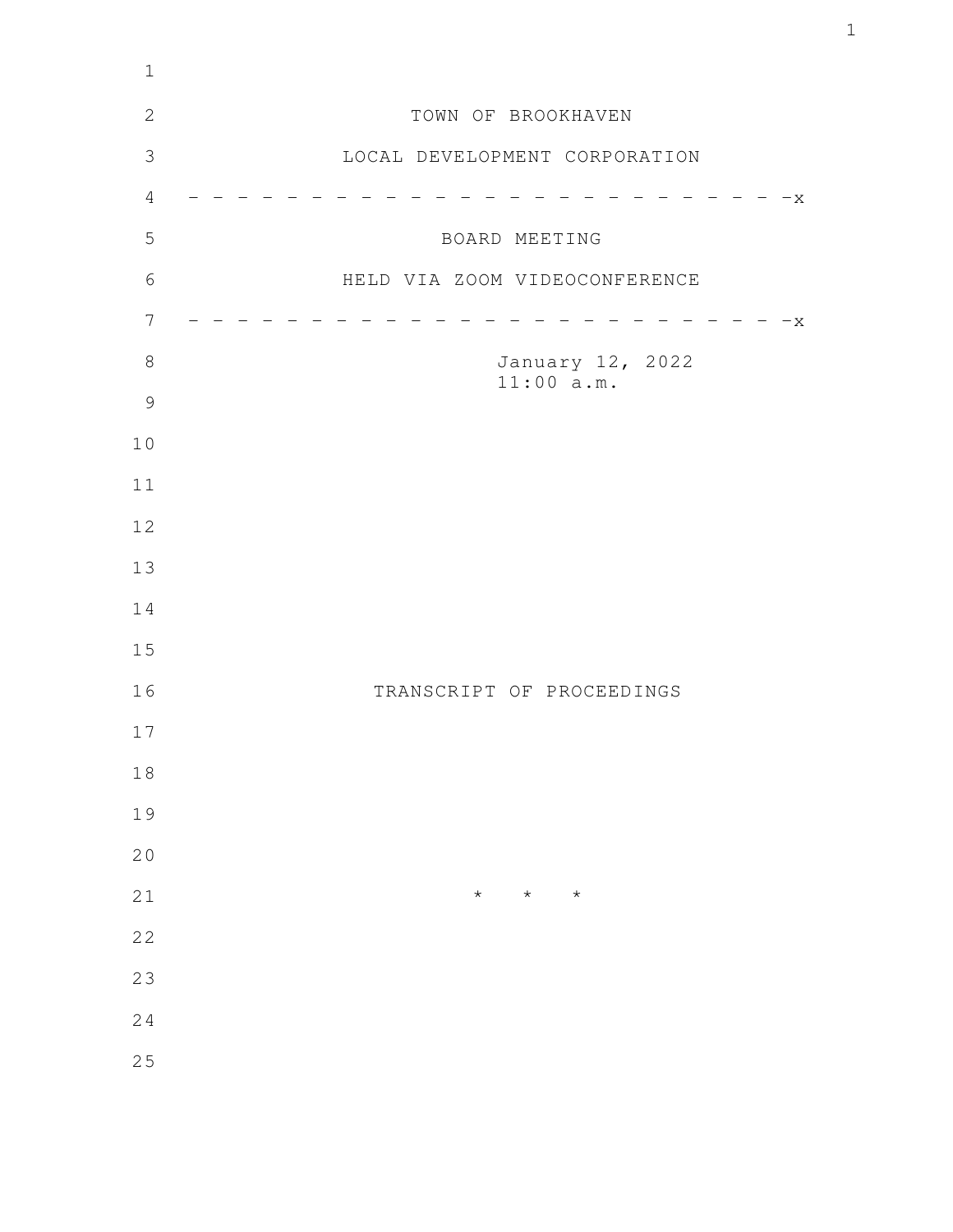TOWN OF BROOKHAVEN

LOCAL DEVELOPMENT CORPORATION

- - - - - - - - - - - - - - - - - - - - - - - - - - -x

BOARD MEETING

HELD VIA ZOOM VIDEOCONFERENCE

- - - - - - - - - - - - - - - - - - - - - - - - - - -x

January 12, 2022
11:00 a.m.

TRANSCRIPT OF PROCEEDINGS

* * *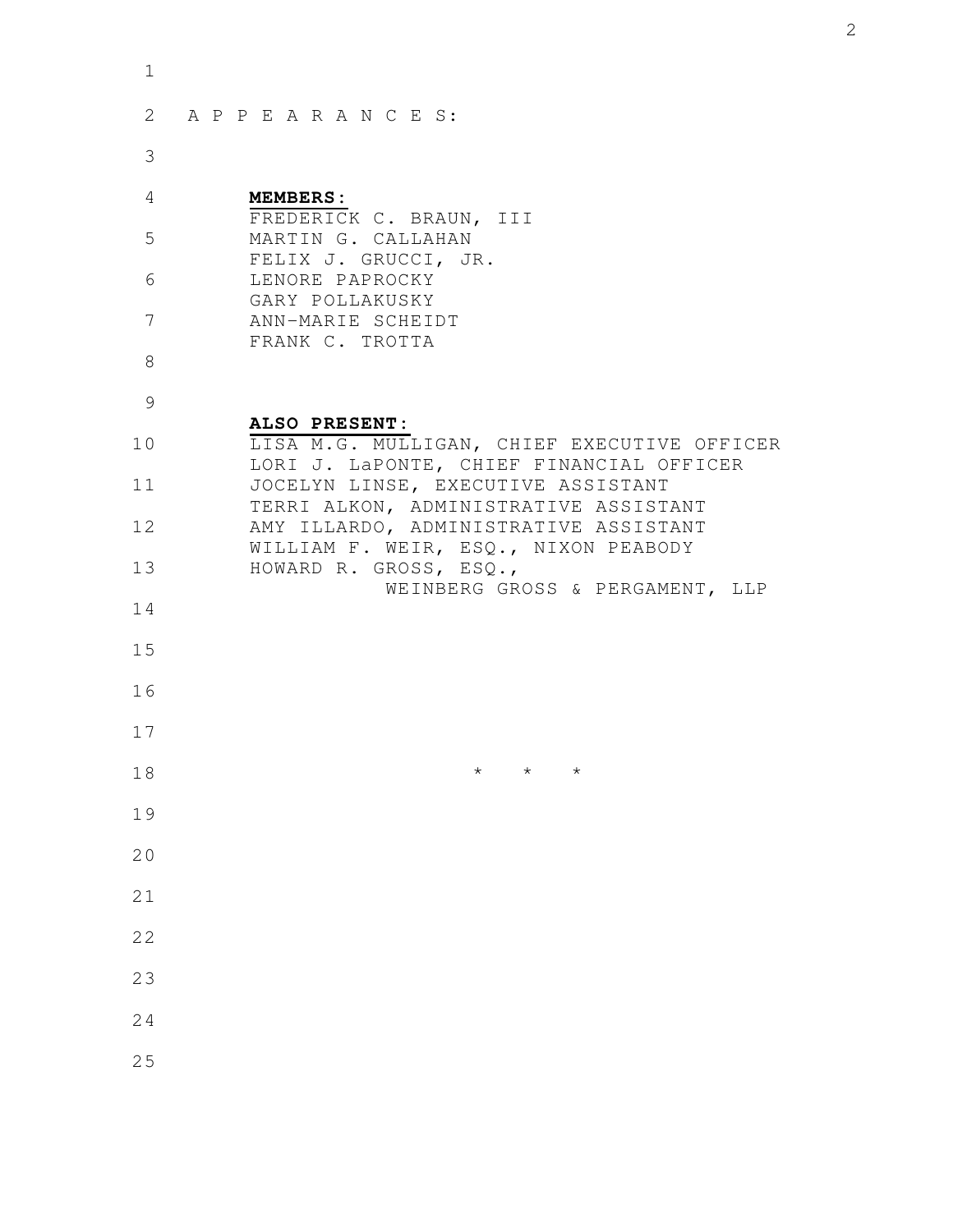A P P E A R A N C E S:

**MEMBERS:**

FREDERICK C. BRAUN, III
MARTIN G. CALLAHAN
FELIX J. GRUCCI, JR.
LENORE PAPROCKY
GARY POLLAKUSKY
ANN-MARIE SCHEIDT
FRANK C. TROTTA

**ALSO PRESENT:**

LISA M.G. MULLIGAN, CHIEF EXECUTIVE OFFICER
LORI J. LaPONTE, CHIEF FINANCIAL OFFICER
JOCELYN LINSE, EXECUTIVE ASSISTANT
TERRI ALKON, ADMINISTRATIVE ASSISTANT
AMY ILLARDO, ADMINISTRATIVE ASSISTANT
WILLIAM F. WEIR, ESQ., NIXON PEABODY
HOWARD R. GROSS, ESQ.,
WEINBERG GROSS & PERGAMENT, LLP

\* \* \*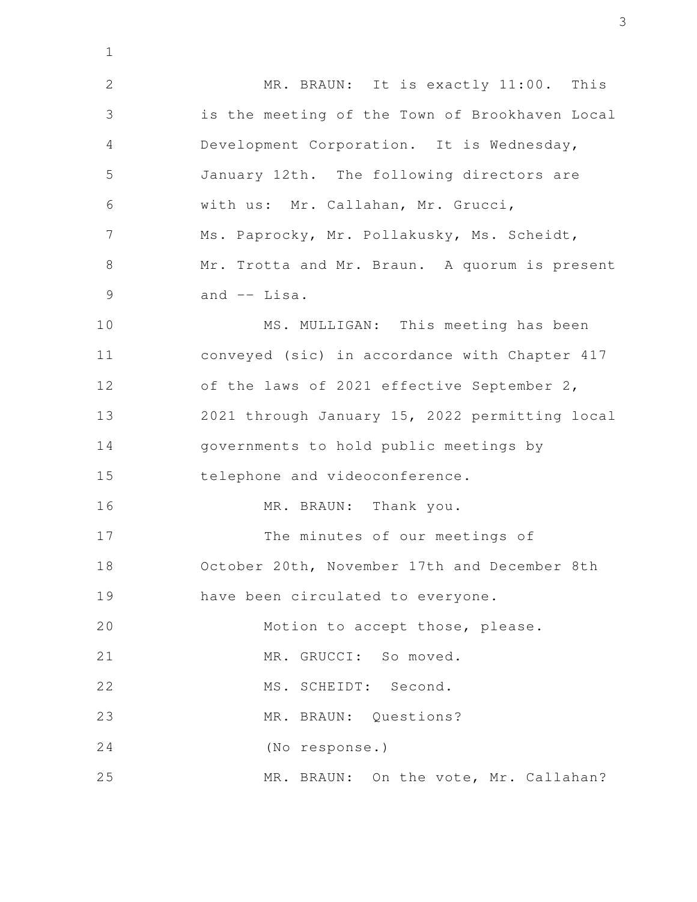MR. BRAUN: It is exactly 11:00. This is the meeting of the Town of Brookhaven Local Development Corporation. It is Wednesday, January 12th. The following directors are with us: Mr. Callahan, Mr. Grucci, Ms. Paprocky, Mr. Pollakusky, Ms. Scheidt, Mr. Trotta and Mr. Braun. A quorum is present and -- Lisa.

MS. MULLIGAN: This meeting has been conveyed (sic) in accordance with Chapter 417 of the laws of 2021 effective September 2, 2021 through January 15, 2022 permitting local governments to hold public meetings by telephone and videoconference.

MR. BRAUN: Thank you.

The minutes of our meetings of October 20th, November 17th and December 8th have been circulated to everyone.

Motion to accept those, please.

MR. GRUCCI: So moved.

MS. SCHEIDT: Second.

MR. BRAUN: Questions?

(No response.)

MR. BRAUN: On the vote, Mr. Callahan?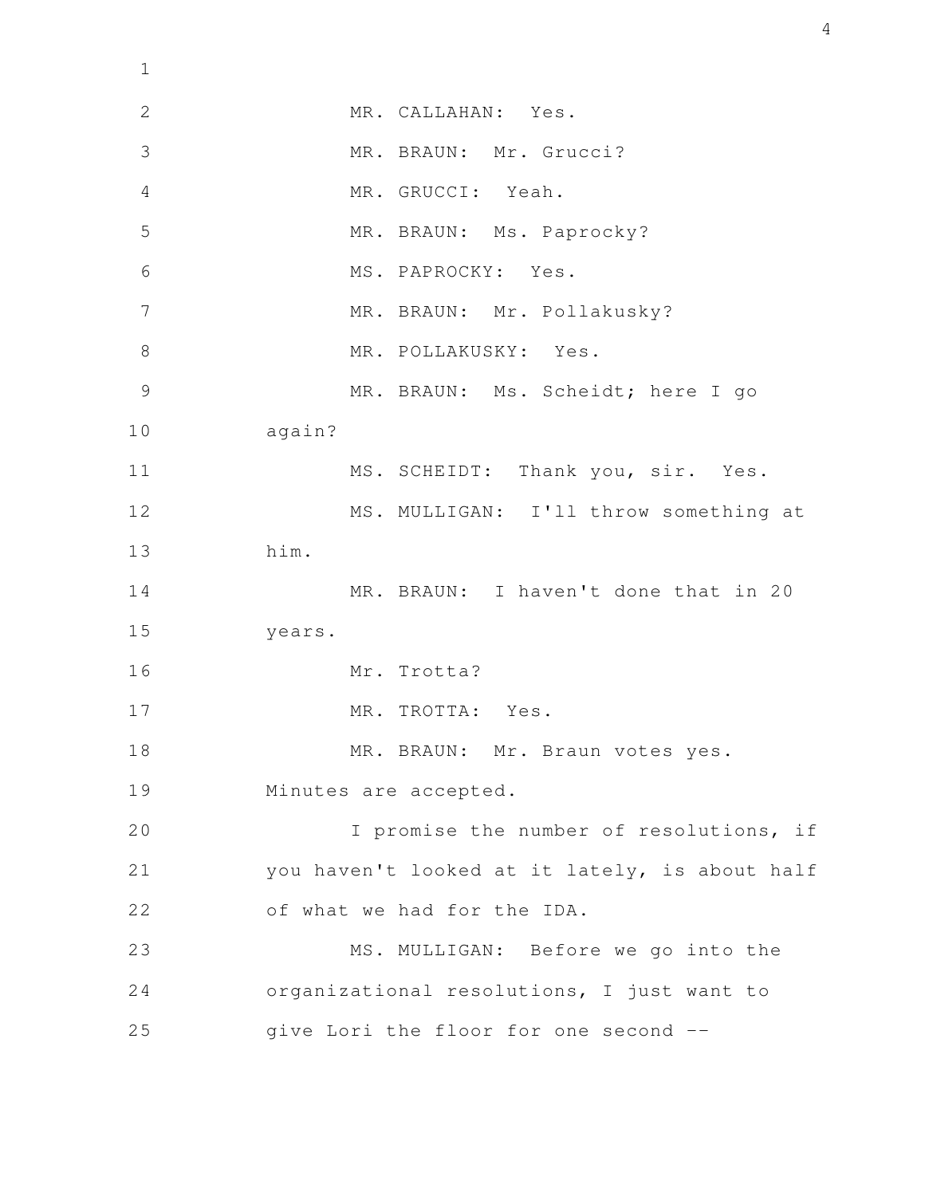MR. CALLAHAN: Yes.

MR. BRAUN: Mr. Grucci?

MR. GRUCCI: Yeah.

MR. BRAUN: Ms. Paprocky?

MS. PAPROCKY: Yes.

MR. BRAUN: Mr. Pollakusky?

MR. POLLAKUSKY: Yes.

MR. BRAUN: Ms. Scheidt; here I go again?

MS. SCHEIDT: Thank you, sir. Yes.

MS. MULLIGAN: I'll throw something at him.

MR. BRAUN: I haven't done that in 20 years.

Mr. Trotta?

MR. TROTTA: Yes.

MR. BRAUN: Mr. Braun votes yes. Minutes are accepted.

I promise the number of resolutions, if you haven't looked at it lately, is about half of what we had for the IDA.

MS. MULLIGAN: Before we go into the organizational resolutions, I just want to give Lori the floor for one second --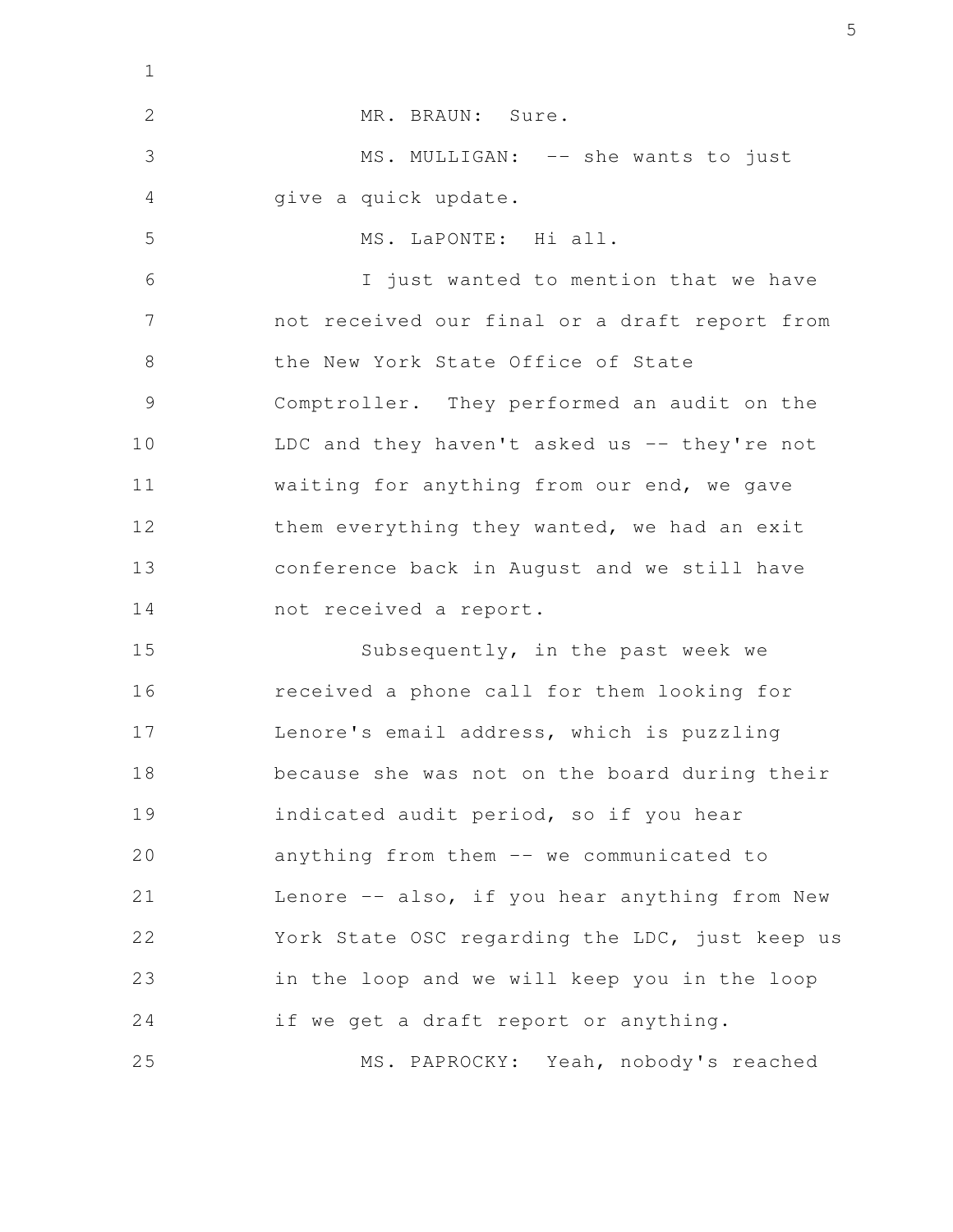MR. BRAUN: Sure.

MS. MULLIGAN: -- she wants to just give a quick update.

MS. LaPONTE: Hi all.

I just wanted to mention that we have not received our final or a draft report from the New York State Office of State Comptroller. They performed an audit on the LDC and they haven't asked us -- they're not waiting for anything from our end, we gave them everything they wanted, we had an exit conference back in August and we still have not received a report.

Subsequently, in the past week we received a phone call for them looking for Lenore's email address, which is puzzling because she was not on the board during their indicated audit period, so if you hear anything from them -- we communicated to Lenore -- also, if you hear anything from New York State OSC regarding the LDC, just keep us in the loop and we will keep you in the loop if we get a draft report or anything.

MS. PAPROCKY: Yeah, nobody's reached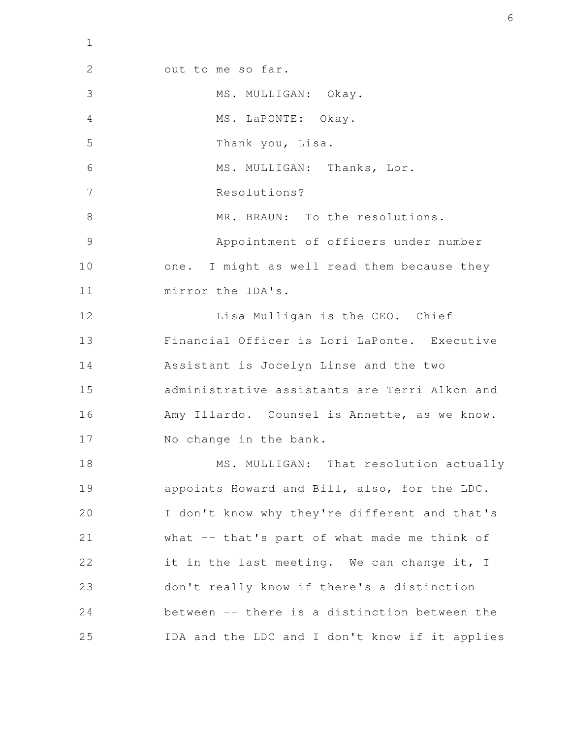out to me so far.

MS. MULLIGAN: Okay.

MS. LaPONTE: Okay.

Thank you, Lisa.

MS. MULLIGAN: Thanks, Lor.

Resolutions?

MR. BRAUN: To the resolutions.

Appointment of officers under number one. I might as well read them because they mirror the IDA's.

Lisa Mulligan is the CEO. Chief Financial Officer is Lori LaPonte. Executive Assistant is Jocelyn Linse and the two administrative assistants are Terri Alkon and Amy Illardo. Counsel is Annette, as we know. No change in the bank.

MS. MULLIGAN: That resolution actually appoints Howard and Bill, also, for the LDC. I don't know why they're different and that's what -- that's part of what made me think of it in the last meeting. We can change it, I don't really know if there's a distinction between -- there is a distinction between the IDA and the LDC and I don't know if it applies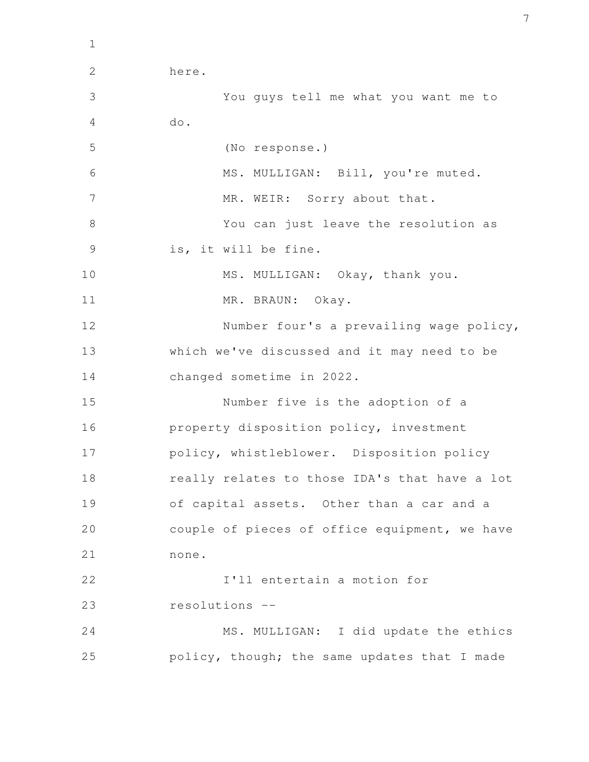here.

You guys tell me what you want me to do.

(No response.)

MS. MULLIGAN: Bill, you're muted.

MR. WEIR: Sorry about that.

You can just leave the resolution as is, it will be fine.

MS. MULLIGAN: Okay, thank you.

MR. BRAUN: Okay.

Number four's a prevailing wage policy, which we've discussed and it may need to be changed sometime in 2022.

Number five is the adoption of a property disposition policy, investment policy, whistleblower. Disposition policy really relates to those IDA's that have a lot of capital assets. Other than a car and a couple of pieces of office equipment, we have none.

I'll entertain a motion for resolutions --

MS. MULLIGAN: I did update the ethics policy, though; the same updates that I made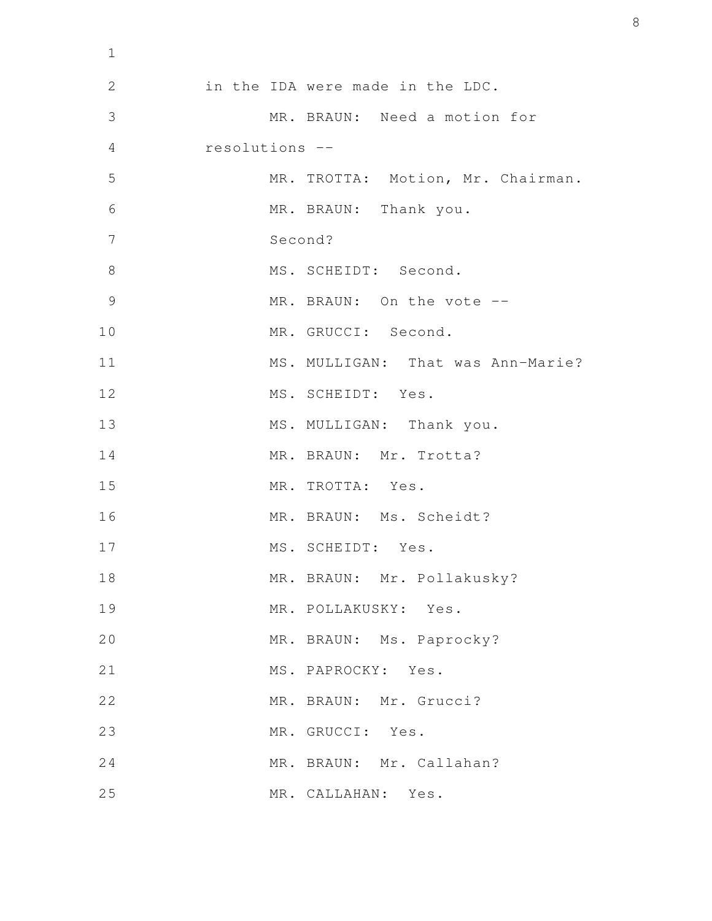in the IDA were made in the LDC.

MR. BRAUN: Need a motion for resolutions --

MR. TROTTA: Motion, Mr. Chairman.

MR. BRAUN: Thank you.

Second?

MS. SCHEIDT: Second.

MR. BRAUN: On the vote --

MR. GRUCCI: Second.

MS. MULLIGAN: That was Ann-Marie?

MS. SCHEIDT: Yes.

MS. MULLIGAN: Thank you.

MR. BRAUN: Mr. Trotta?

MR. TROTTA: Yes.

MR. BRAUN: Ms. Scheidt?

MS. SCHEIDT: Yes.

MR. BRAUN: Mr. Pollakusky?

MR. POLLAKUSKY: Yes.

MR. BRAUN: Ms. Paprocky?

MS. PAPROCKY: Yes.

MR. BRAUN: Mr. Grucci?

MR. GRUCCI: Yes.

MR. BRAUN: Mr. Callahan?

MR. CALLAHAN: Yes.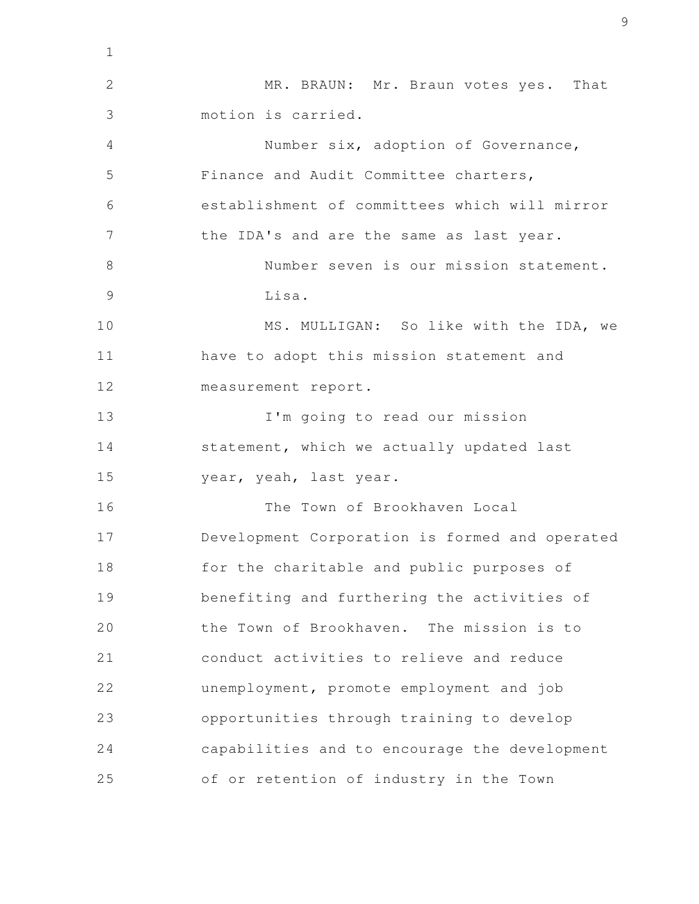MR. BRAUN: Mr. Braun votes yes. That motion is carried.

Number six, adoption of Governance, Finance and Audit Committee charters, establishment of committees which will mirror the IDA's and are the same as last year.

Number seven is our mission statement.

Lisa.

MS. MULLIGAN: So like with the IDA, we have to adopt this mission statement and measurement report.

I'm going to read our mission statement, which we actually updated last year, yeah, last year.

The Town of Brookhaven Local Development Corporation is formed and operated for the charitable and public purposes of benefiting and furthering the activities of the Town of Brookhaven. The mission is to conduct activities to relieve and reduce unemployment, promote employment and job opportunities through training to develop capabilities and to encourage the development of or retention of industry in the Town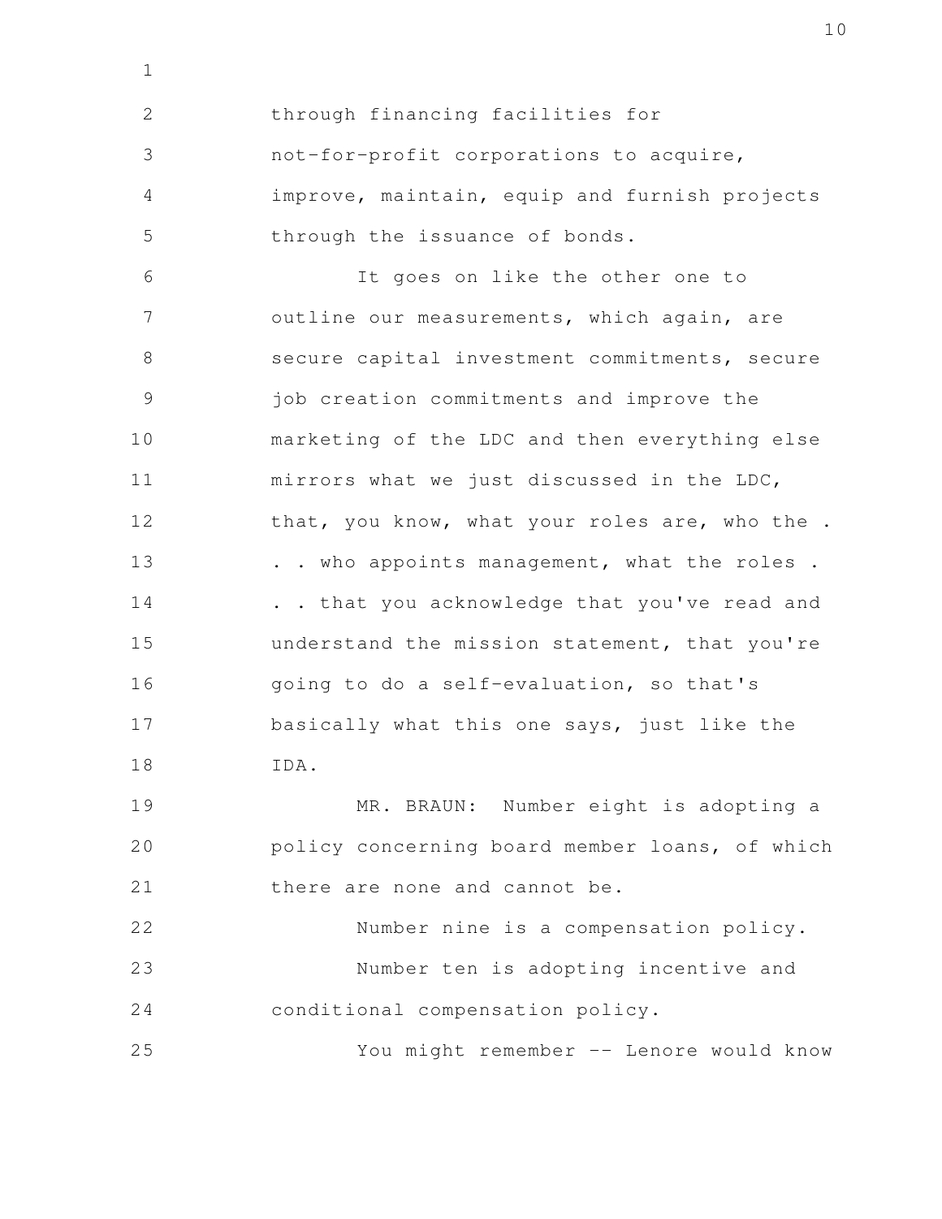through financing facilities for not-for-profit corporations to acquire, improve, maintain, equip and furnish projects through the issuance of bonds.

It goes on like the other one to outline our measurements, which again, are secure capital investment commitments, secure job creation commitments and improve the marketing of the LDC and then everything else mirrors what we just discussed in the LDC, that, you know, what your roles are, who the . . . who appoints management, what the roles . . . that you acknowledge that you've read and understand the mission statement, that you're going to do a self-evaluation, so that's basically what this one says, just like the IDA.

MR. BRAUN: Number eight is adopting a policy concerning board member loans, of which there are none and cannot be.

Number nine is a compensation policy.

Number ten is adopting incentive and conditional compensation policy.

You might remember -- Lenore would know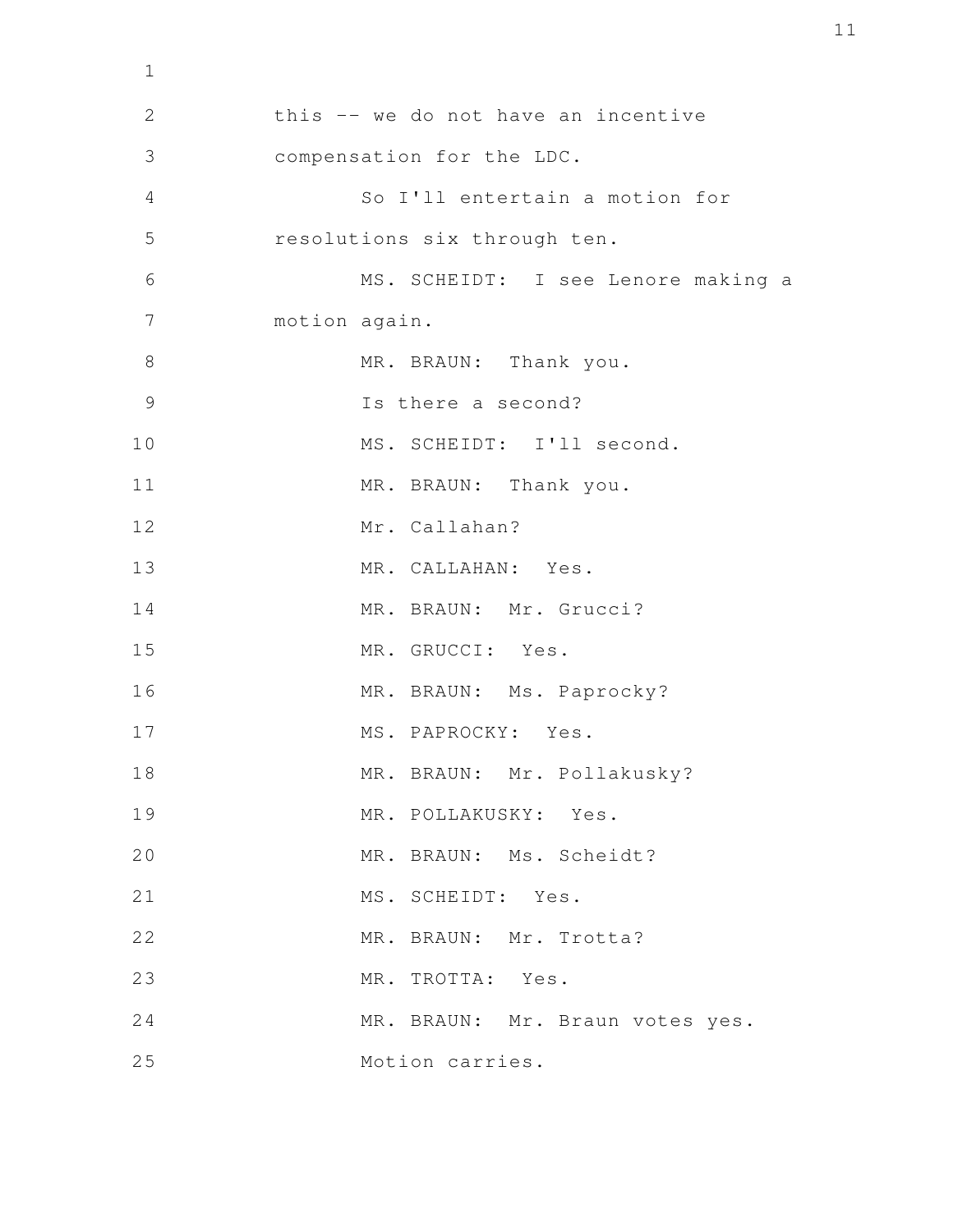this -- we do not have an incentive compensation for the LDC.

So I'll entertain a motion for resolutions six through ten.

MS. SCHEIDT: I see Lenore making a motion again.

MR. BRAUN: Thank you.

Is there a second?

MS. SCHEIDT: I'll second.

MR. BRAUN: Thank you.

Mr. Callahan?

MR. CALLAHAN: Yes.

MR. BRAUN: Mr. Grucci?

MR. GRUCCI: Yes.

MR. BRAUN: Ms. Paprocky?

MS. PAPROCKY: Yes.

MR. BRAUN: Mr. Pollakusky?

MR. POLLAKUSKY: Yes.

MR. BRAUN: Ms. Scheidt?

MS. SCHEIDT: Yes.

MR. BRAUN: Mr. Trotta?

MR. TROTTA: Yes.

MR. BRAUN: Mr. Braun votes yes.

Motion carries.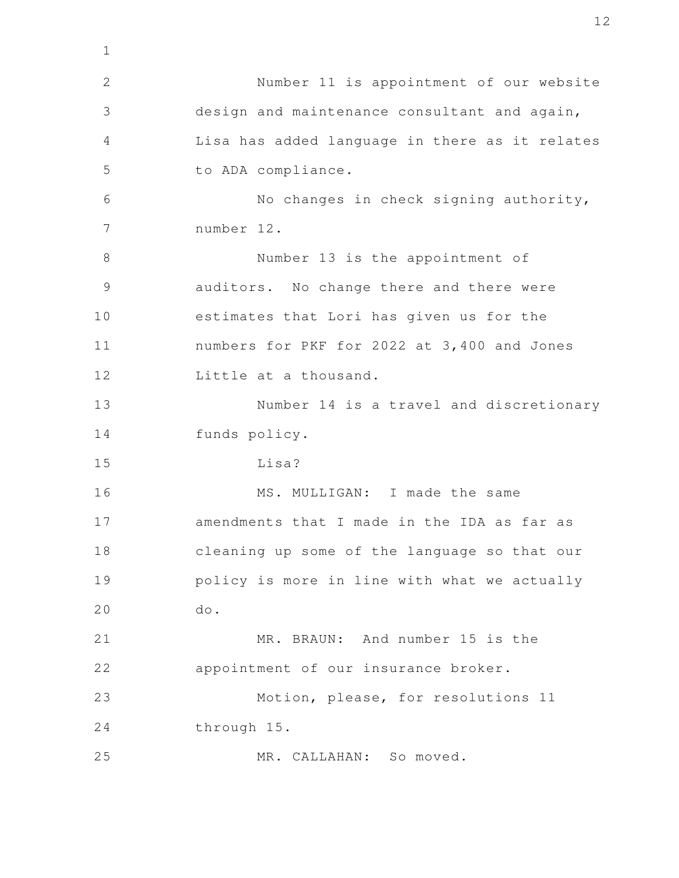Number 11 is appointment of our website design and maintenance consultant and again, Lisa has added language in there as it relates to ADA compliance.

No changes in check signing authority, number 12.

Number 13 is the appointment of auditors. No change there and there were estimates that Lori has given us for the numbers for PKF for 2022 at 3,400 and Jones Little at a thousand.

Number 14 is a travel and discretionary funds policy.

Lisa?

MS. MULLIGAN: I made the same amendments that I made in the IDA as far as cleaning up some of the language so that our policy is more in line with what we actually do.

MR. BRAUN: And number 15 is the appointment of our insurance broker.

Motion, please, for resolutions 11 through 15.

MR. CALLAHAN: So moved.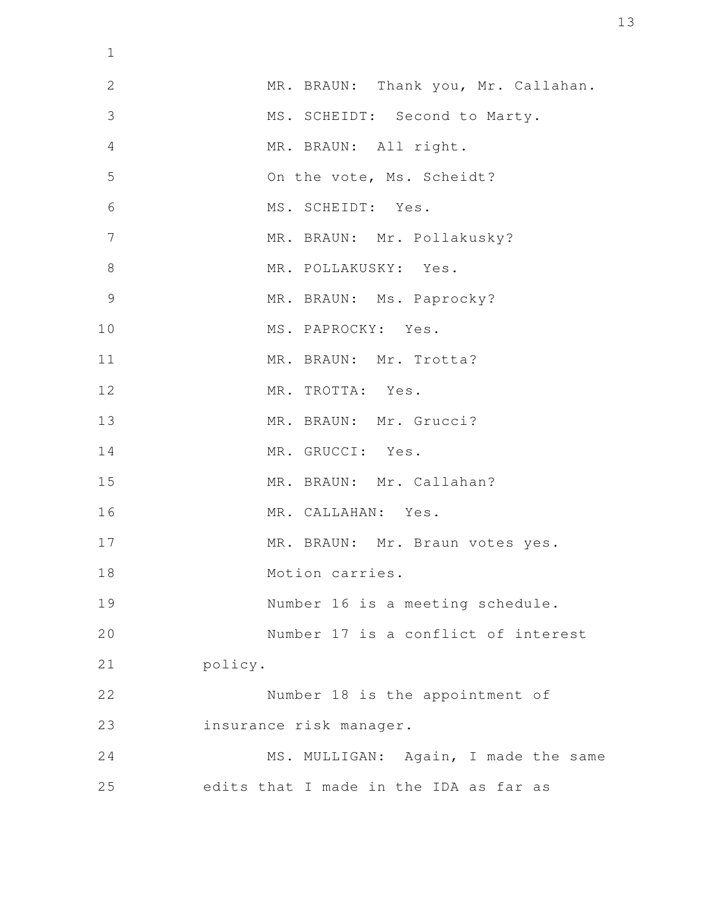MR. BRAUN: Thank you, Mr. Callahan.

MS. SCHEIDT: Second to Marty.

MR. BRAUN: All right.

On the vote, Ms. Scheidt?

MS. SCHEIDT: Yes.

MR. BRAUN: Mr. Pollakusky?

MR. POLLAKUSKY: Yes.

MR. BRAUN: Ms. Paprocky?

MS. PAPROCKY: Yes.

MR. BRAUN: Mr. Trotta?

MR. TROTTA: Yes.

MR. BRAUN: Mr. Grucci?

MR. GRUCCI: Yes.

MR. BRAUN: Mr. Callahan?

MR. CALLAHAN: Yes.

MR. BRAUN: Mr. Braun votes yes.

Motion carries.

Number 16 is a meeting schedule.

Number 17 is a conflict of interest policy.

Number 18 is the appointment of insurance risk manager.

MS. MULLIGAN: Again, I made the same edits that I made in the IDA as far as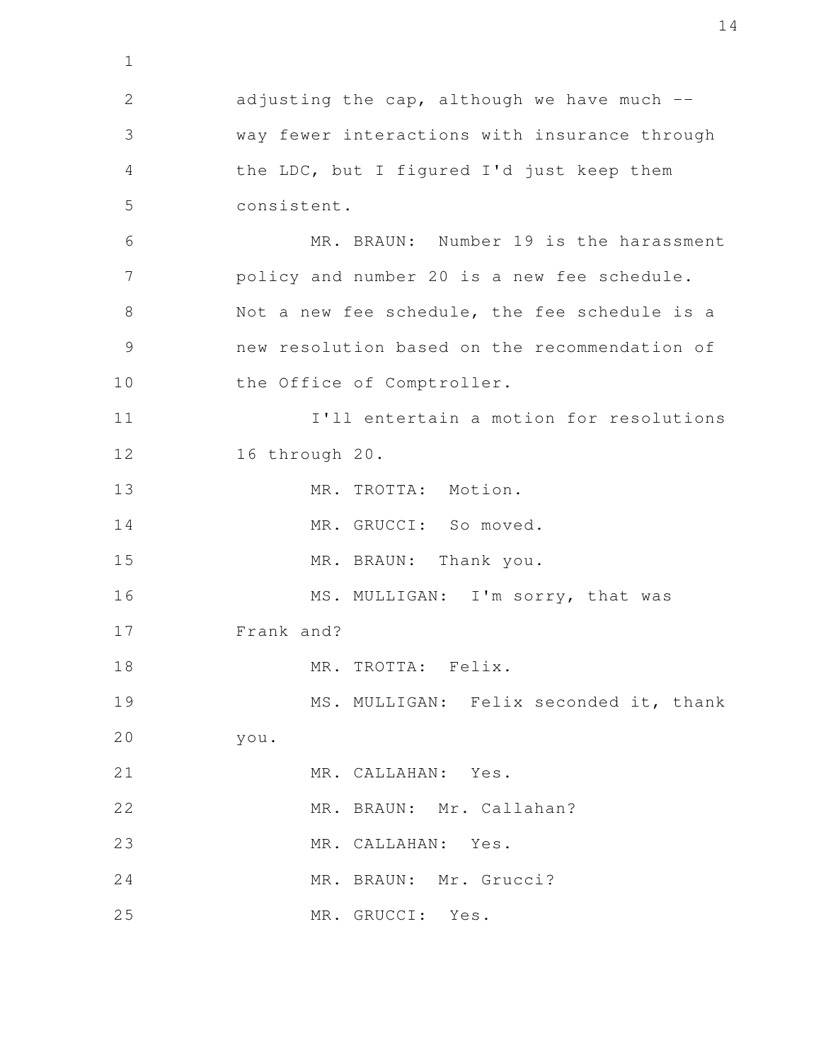adjusting the cap, although we have much -- way fewer interactions with insurance through the LDC, but I figured I'd just keep them consistent.

MR. BRAUN: Number 19 is the harassment policy and number 20 is a new fee schedule. Not a new fee schedule, the fee schedule is a new resolution based on the recommendation of the Office of Comptroller.

I'll entertain a motion for resolutions 16 through 20.

MR. TROTTA: Motion.

MR. GRUCCI: So moved.

MR. BRAUN: Thank you.

MS. MULLIGAN: I'm sorry, that was Frank and?

MR. TROTTA: Felix.

MS. MULLIGAN: Felix seconded it, thank you.

MR. CALLAHAN: Yes.

MR. BRAUN: Mr. Callahan?

MR. CALLAHAN: Yes.

MR. BRAUN: Mr. Grucci?

MR. GRUCCI: Yes.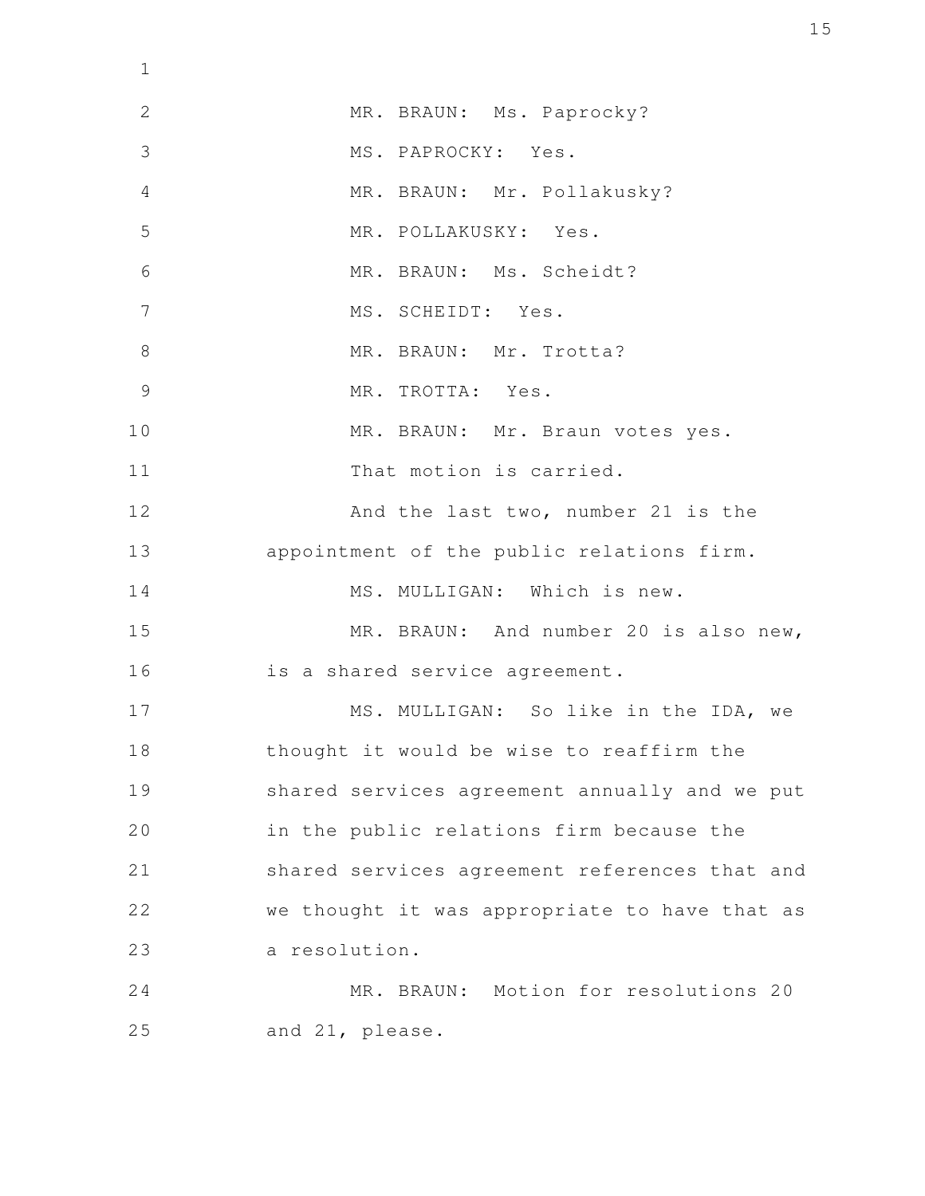MR. BRAUN: Ms. Paprocky?

MS. PAPROCKY: Yes.

MR. BRAUN: Mr. Pollakusky?

MR. POLLAKUSKY: Yes.

MR. BRAUN: Ms. Scheidt?

MS. SCHEIDT: Yes.

MR. BRAUN: Mr. Trotta?

MR. TROTTA: Yes.

MR. BRAUN: Mr. Braun votes yes.

That motion is carried.

And the last two, number 21 is the appointment of the public relations firm.

MS. MULLIGAN: Which is new.

MR. BRAUN: And number 20 is also new, is a shared service agreement.

MS. MULLIGAN: So like in the IDA, we thought it would be wise to reaffirm the shared services agreement annually and we put in the public relations firm because the shared services agreement references that and we thought it was appropriate to have that as a resolution.

MR. BRAUN: Motion for resolutions 20 and 21, please.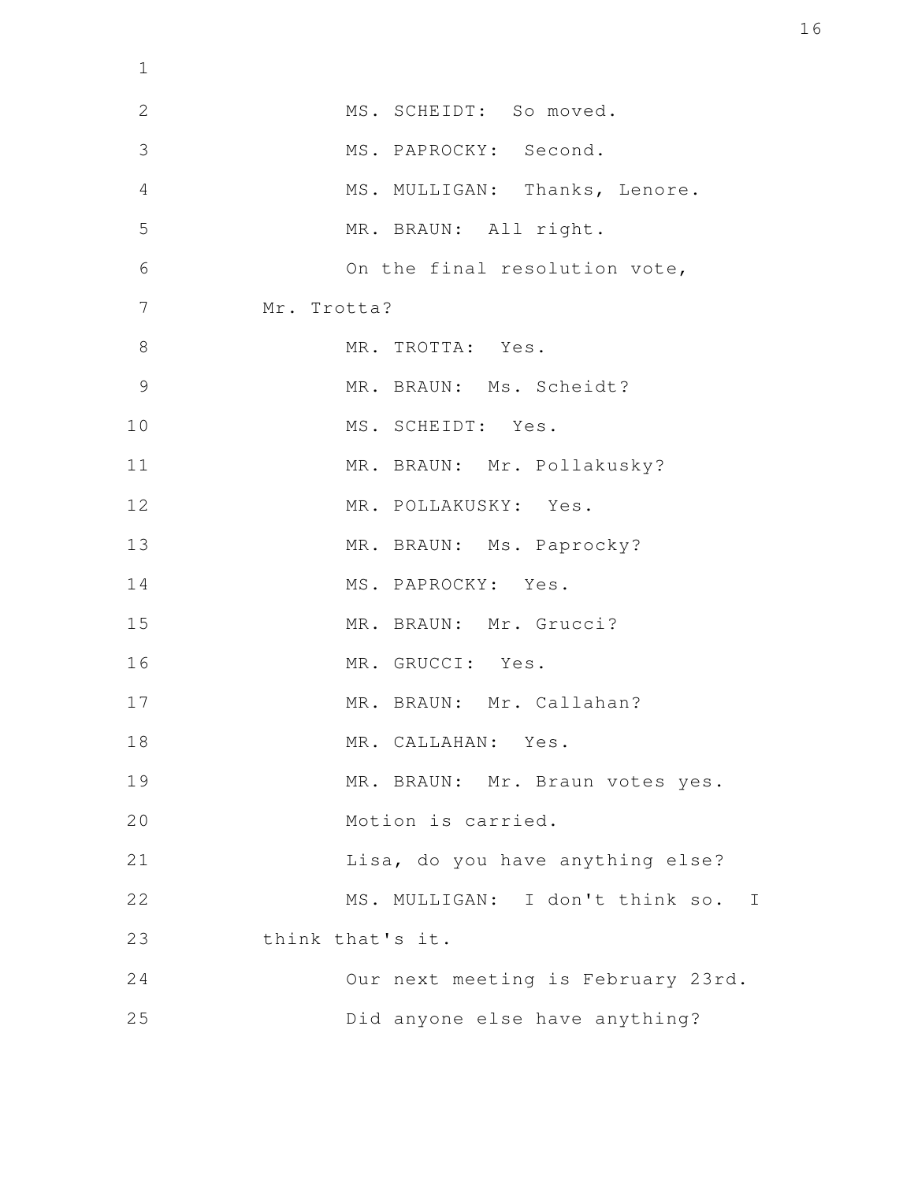MS. SCHEIDT: So moved.

MS. PAPROCKY: Second.

MS. MULLIGAN: Thanks, Lenore.

MR. BRAUN: All right.

On the final resolution vote, Mr. Trotta?

MR. TROTTA: Yes.

MR. BRAUN: Ms. Scheidt?

MS. SCHEIDT: Yes.

MR. BRAUN: Mr. Pollakusky?

MR. POLLAKUSKY: Yes.

MR. BRAUN: Ms. Paprocky?

MS. PAPROCKY: Yes.

MR. BRAUN: Mr. Grucci?

MR. GRUCCI: Yes.

MR. BRAUN: Mr. Callahan?

MR. CALLAHAN: Yes.

MR. BRAUN: Mr. Braun votes yes.

Motion is carried.

Lisa, do you have anything else?

MS. MULLIGAN: I don't think so. I think that's it.

Our next meeting is February 23rd.

Did anyone else have anything?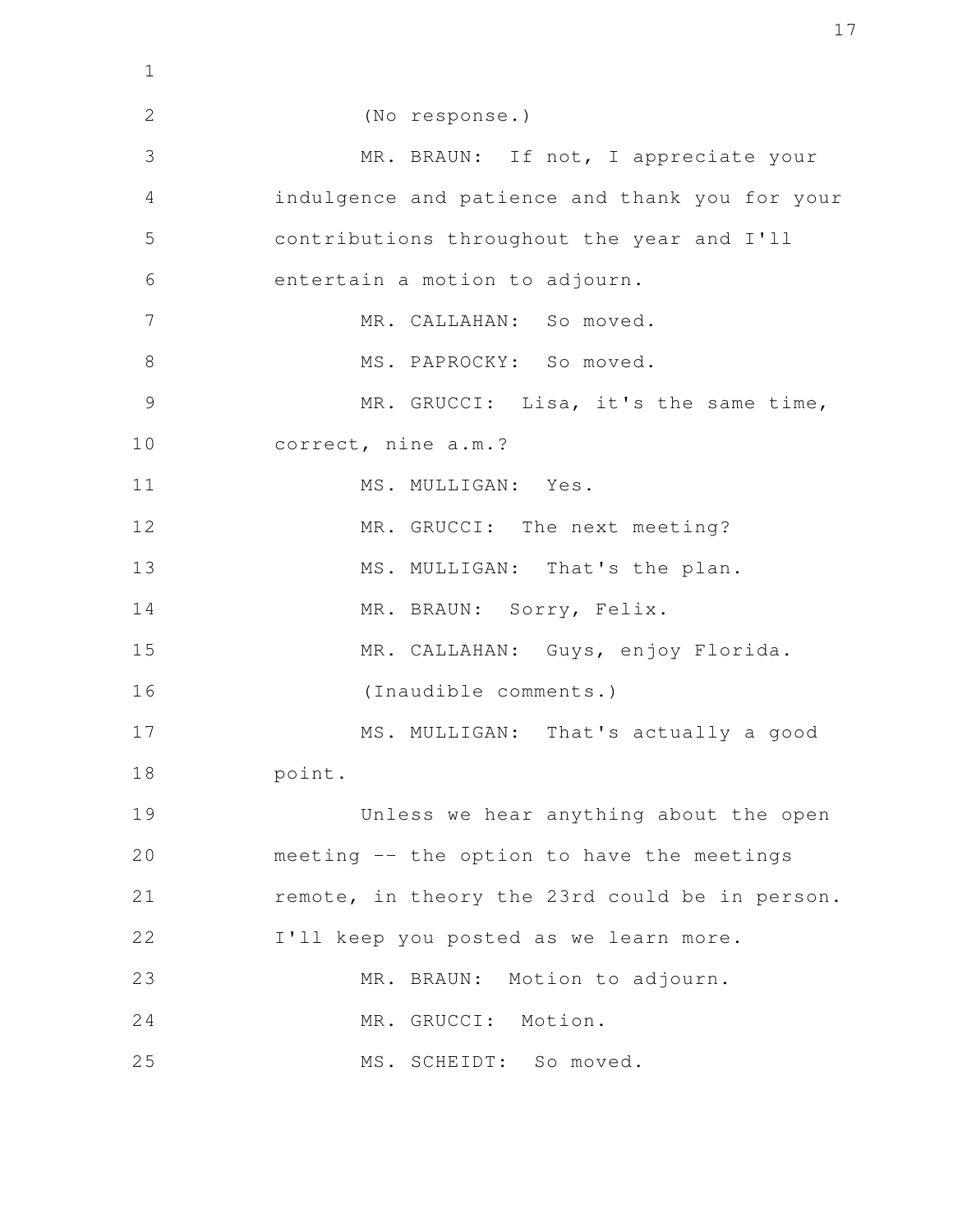(No response.)

MR. BRAUN: If not, I appreciate your indulgence and patience and thank you for your contributions throughout the year and I'll entertain a motion to adjourn.

MR. CALLAHAN: So moved.

MS. PAPROCKY: So moved.

MR. GRUCCI: Lisa, it's the same time, correct, nine a.m.?

MS. MULLIGAN: Yes.

MR. GRUCCI: The next meeting?

MS. MULLIGAN: That's the plan.

MR. BRAUN: Sorry, Felix.

MR. CALLAHAN: Guys, enjoy Florida.

(Inaudible comments.)

MS. MULLIGAN: That's actually a good point.

Unless we hear anything about the open meeting -- the option to have the meetings remote, in theory the 23rd could be in person. I'll keep you posted as we learn more.

MR. BRAUN: Motion to adjourn.

MR. GRUCCI: Motion.

MS. SCHEIDT: So moved.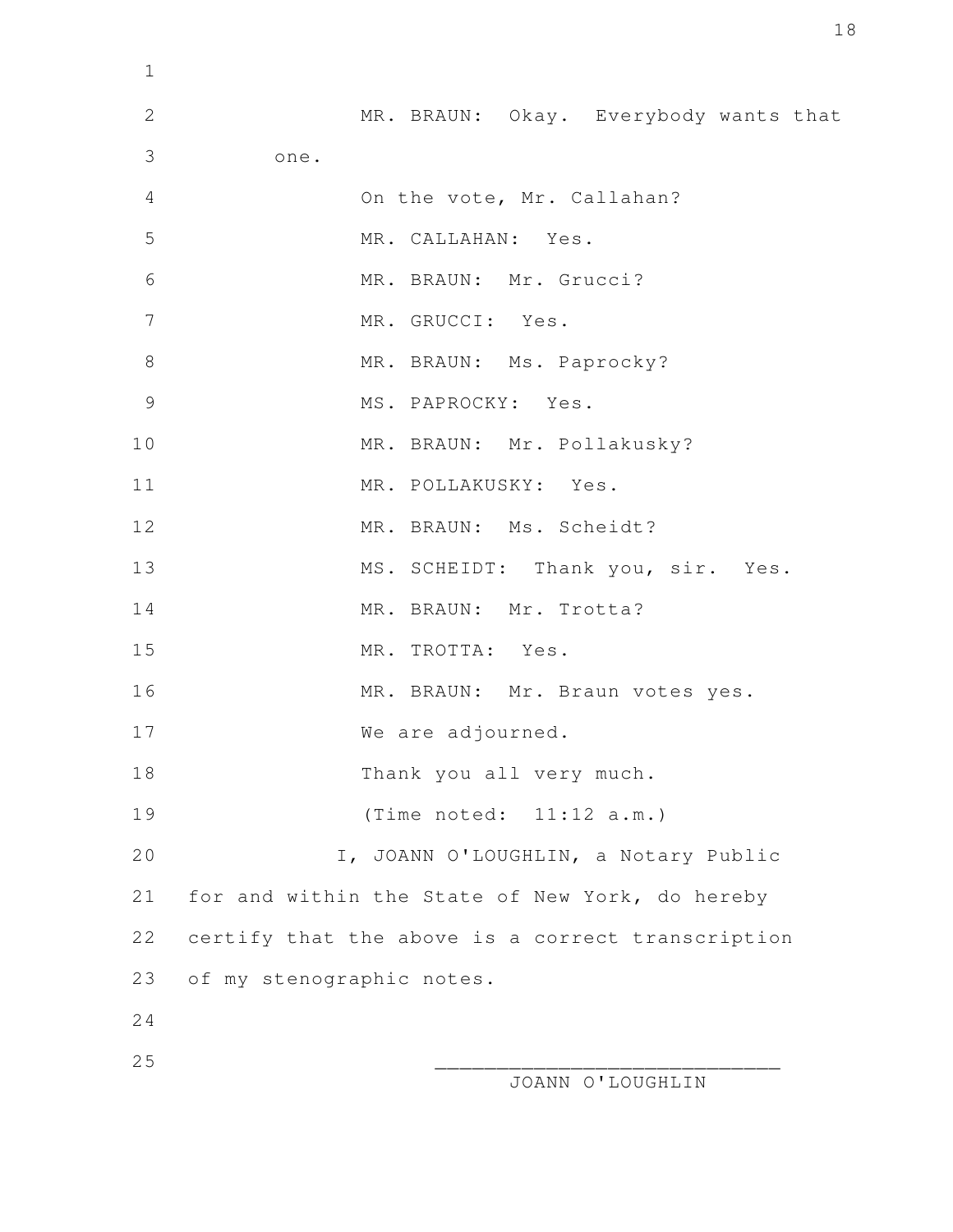MR. BRAUN: Okay. Everybody wants that one.

On the vote, Mr. Callahan?

MR. CALLAHAN: Yes.

MR. BRAUN: Mr. Grucci?

MR. GRUCCI: Yes.

MR. BRAUN: Ms. Paprocky?

MS. PAPROCKY: Yes.

MR. BRAUN: Mr. Pollakusky?

MR. POLLAKUSKY: Yes.

MR. BRAUN: Ms. Scheidt?

MS. SCHEIDT: Thank you, sir. Yes.

MR. BRAUN: Mr. Trotta?

MR. TROTTA: Yes.

MR. BRAUN: Mr. Braun votes yes.

We are adjourned.

Thank you all very much.

(Time noted: 11:12 a.m.)

I, JOANN O'LOUGHLIN, a Notary Public for and within the State of New York, do hereby certify that the above is a correct transcription of my stenographic notes.

\_\_\_\_\_\_\_\_\_\_\_\_\_\_\_\_\_\_\_\_\_\_\_\_\_\_\_\_

JOANN O'LOUGHLIN